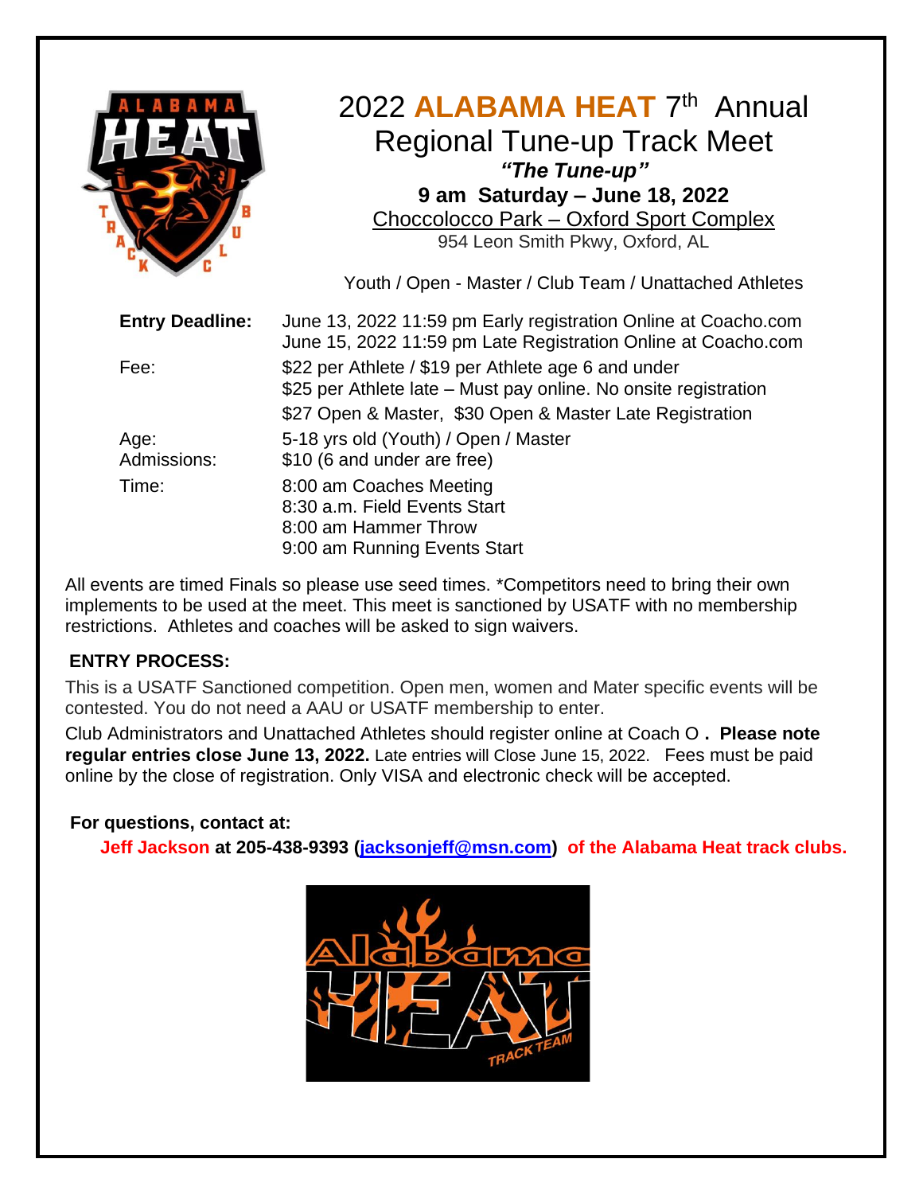# 2022 ALABAMA HEAT 7th Annual Regional Tune-up Track Meet

***"The Tune-up"***

**9 am Saturday – June 18, 2022**

Choccolocco Park – Oxford Sport Complex

954 Leon Smith Pkwy, Oxford, AL

Youth / Open - Master / Club Team / Unattached Athletes

| | |
|---|---|
| **Entry Deadline:** | June 13, 2022 11:59 pm Early registration Online at Coacho.com<br>June 15, 2022 11:59 pm Late Registration Online at Coacho.com |
| Fee: | $22 per Athlete / $19 per Athlete age 6 and under<br>$25 per Athlete late – Must pay online. No onsite registration<br>$27 Open & Master, $30 Open & Master Late Registration |
| Age: | 5-18 yrs old (Youth) / Open / Master |
| Admissions: | $10 (6 and under are free) |
| Time: | 8:00 am Coaches Meeting<br>8:30 a.m. Field Events Start<br>8:00 am Hammer Throw<br>9:00 am Running Events Start |

All events are timed Finals so please use seed times. *Competitors need to bring their own implements to be used at the meet. This meet is sanctioned by USATF with no membership restrictions. Athletes and coaches will be asked to sign waivers.

**ENTRY PROCESS:**

This is a USATF Sanctioned competition. Open men, women and Mater specific events will be contested. You do not need a AAU or USATF membership to enter.

Club Administrators and Unattached Athletes should register online at Coach O **. Please note regular entries close June 13, 2022.** Late entries will Close June 15, 2022. Fees must be paid online by the close of registration. Only VISA and electronic check will be accepted.

**For questions, contact at:**

**Jeff Jackson at 205-438-9393 (jacksonjeff@msn.com) of the Alabama Heat track clubs.**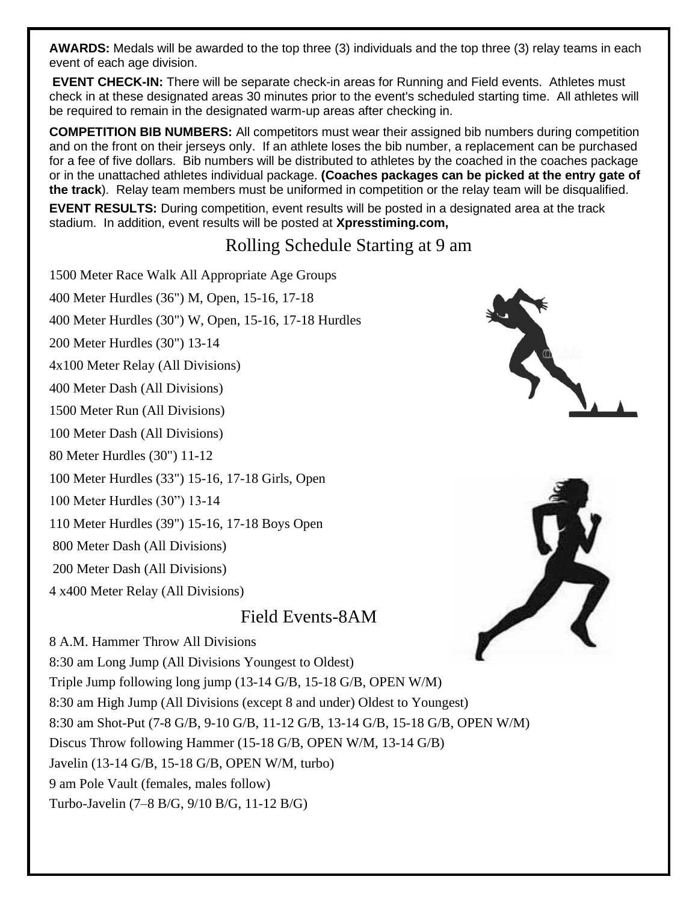**AWARDS:** Medals will be awarded to the top three (3) individuals and the top three (3) relay teams in each event of each age division.

**EVENT CHECK-IN:** There will be separate check-in areas for Running and Field events. Athletes must check in at these designated areas 30 minutes prior to the event's scheduled starting time. All athletes will be required to remain in the designated warm-up areas after checking in.

**COMPETITION BIB NUMBERS:** All competitors must wear their assigned bib numbers during competition and on the front on their jerseys only. If an athlete loses the bib number, a replacement can be purchased for a fee of five dollars. Bib numbers will be distributed to athletes by the coached in the coaches package or in the unattached athletes individual package. **(Coaches packages can be picked at the entry gate of the track**). Relay team members must be uniformed in competition or the relay team will be disqualified.

**EVENT RESULTS:** During competition, event results will be posted in a designated area at the track stadium. In addition, event results will be posted at **Xpresstiming.com,**

## Rolling Schedule Starting at 9 am

1500 Meter Race Walk All Appropriate Age Groups

400 Meter Hurdles (36") M, Open, 15-16, 17-18

400 Meter Hurdles (30") W, Open, 15-16, 17-18 Hurdles

200 Meter Hurdles (30") 13-14

4x100 Meter Relay (All Divisions)

400 Meter Dash (All Divisions)

1500 Meter Run (All Divisions)

100 Meter Dash (All Divisions)

80 Meter Hurdles (30") 11-12

100 Meter Hurdles (33") 15-16, 17-18 Girls, Open

100 Meter Hurdles (30") 13-14

110 Meter Hurdles (39") 15-16, 17-18 Boys Open

800 Meter Dash (All Divisions)

200 Meter Dash (All Divisions)

4 x400 Meter Relay (All Divisions)

## Field Events-8AM

8 A.M. Hammer Throw All Divisions

8:30 am Long Jump (All Divisions Youngest to Oldest)

Triple Jump following long jump (13-14 G/B, 15-18 G/B, OPEN W/M)

8:30 am High Jump (All Divisions (except 8 and under) Oldest to Youngest)

8:30 am Shot-Put (7-8 G/B, 9-10 G/B, 11-12 G/B, 13-14 G/B, 15-18 G/B, OPEN W/M)

Discus Throw following Hammer (15-18 G/B, OPEN W/M, 13-14 G/B)

Javelin (13-14 G/B, 15-18 G/B, OPEN W/M, turbo)

9 am Pole Vault (females, males follow)

Turbo-Javelin (7–8 B/G, 9/10 B/G, 11-12 B/G)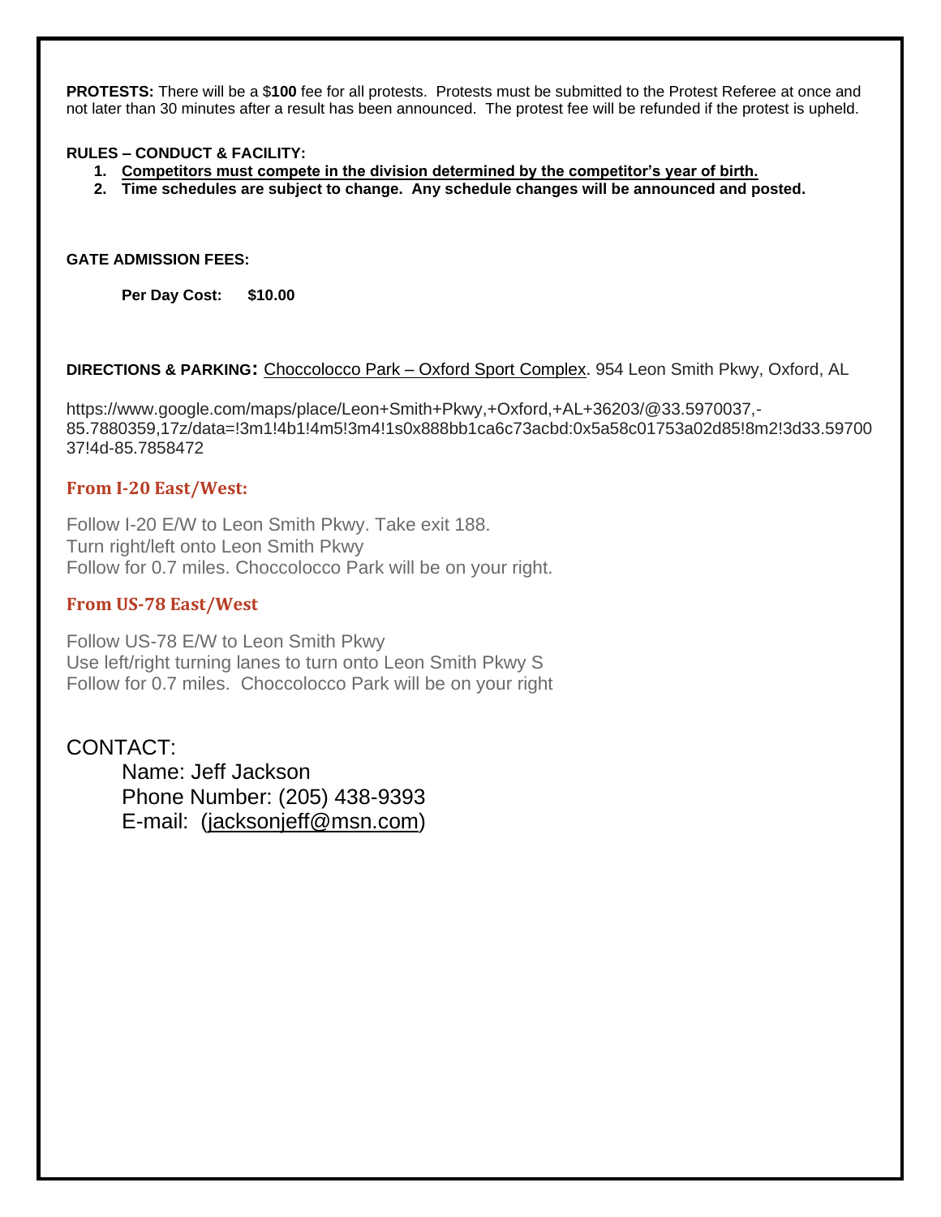**PROTESTS:** There will be a $**100** fee for all protests. Protests must be submitted to the Protest Referee at once and not later than 30 minutes after a result has been announced. The protest fee will be refunded if the protest is upheld.

**RULES – CONDUCT & FACILITY:**

1. **Competitors must compete in the division determined by the competitor's year of birth.**
2. **Time schedules are subject to change. Any schedule changes will be announced and posted.**

**GATE ADMISSION FEES:**

**Per Day Cost: $10.00**

**DIRECTIONS & PARKING:** Choccolocco Park – Oxford Sport Complex. 954 Leon Smith Pkwy, Oxford, AL

https://www.google.com/maps/place/Leon+Smith+Pkwy,+Oxford,+AL+36203/@33.5970037,-85.7880359,17z/data=!3m1!4b1!4m5!3m4!1s0x888bb1ca6c73acbd:0x5a58c01753a02d85!8m2!3d33.5970037!4d-85.7858472

### From I-20 East/West:

Follow I-20 E/W to Leon Smith Pkwy. Take exit 188.
Turn right/left onto Leon Smith Pkwy
Follow for 0.7 miles. Choccolocco Park will be on your right.

### From US-78 East/West

Follow US-78 E/W to Leon Smith Pkwy
Use left/right turning lanes to turn onto Leon Smith Pkwy S
Follow for 0.7 miles. Choccolocco Park will be on your right

CONTACT:

Name: Jeff Jackson
Phone Number: (205) 438-9393
E-mail: (jacksonjeff@msn.com)